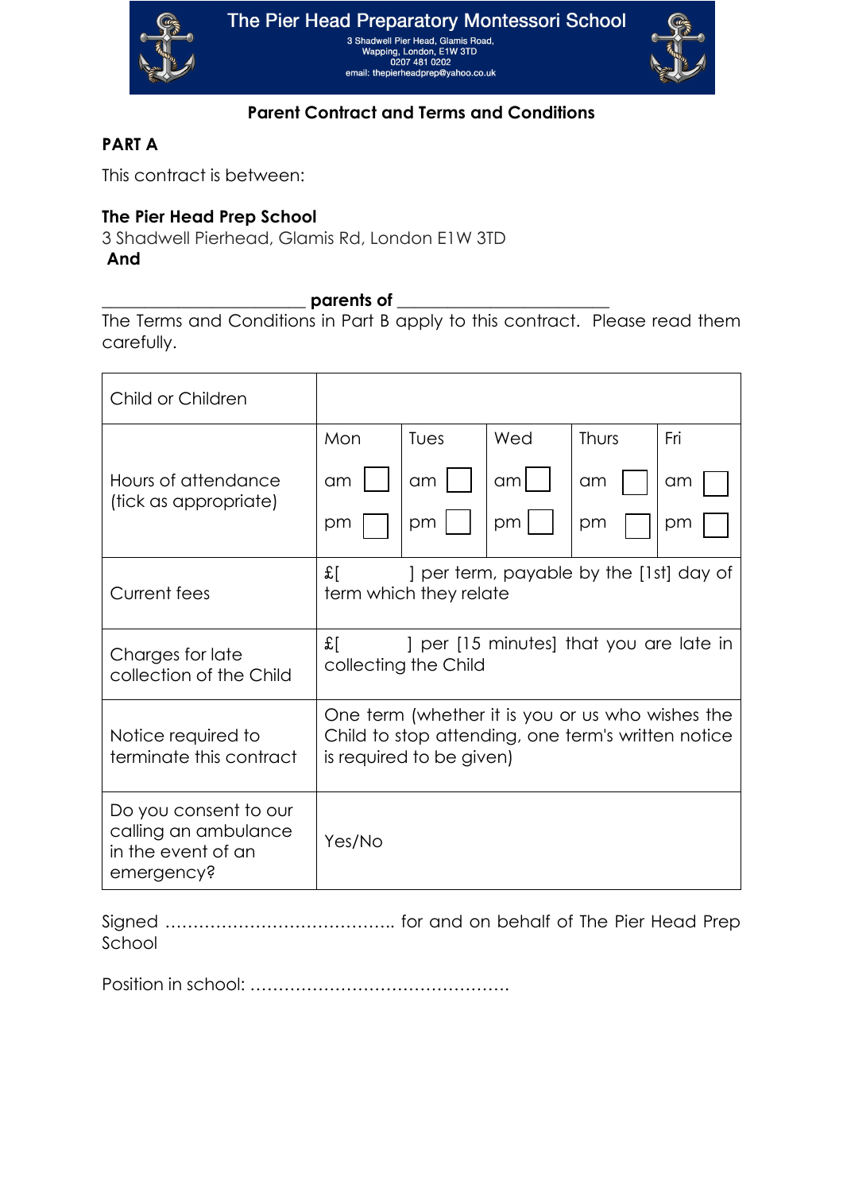# The Pier Head Preparatory Montessori School

3 Shadwell Pier Head, Glamis Road,
Wapping, London, E1W 3TD
0207 481 0202
email: thepierheadprep@yahoo.co.uk

## Parent Contract and Terms and Conditions

**PART A**

This contract is between:

**The Pier Head Prep School**
3 Shadwell Pierhead, Glamis Rd, London E1W 3TD
**And**

_______________________ **parents of** _______________________
The Terms and Conditions in Part B apply to this contract. Please read them carefully.

| | | | | | |
|---|---|---|---|---|---|
| Child or Children | | | | | |
| Hours of attendance (tick as appropriate) | Mon<br>am ☐<br>pm ☐ | Tues<br>am ☐<br>pm ☐ | Wed<br>am ☐<br>pm ☐ | Thurs<br>am ☐<br>pm ☐ | Fri<br>am ☐<br>pm ☐ |
| Current fees | £[ ] per term, payable by the [1st] day of term which they relate | | | | |
| Charges for late collection of the Child | £[ ] per [15 minutes] that you are late in collecting the Child | | | | |
| Notice required to terminate this contract | One term (whether it is you or us who wishes the Child to stop attending, one term's written notice is required to be given) | | | | |
| Do you consent to our calling an ambulance in the event of an emergency? | Yes/No | | | | |

Signed ………………………………….. for and on behalf of The Pier Head Prep School

Position in school: ……………………………………….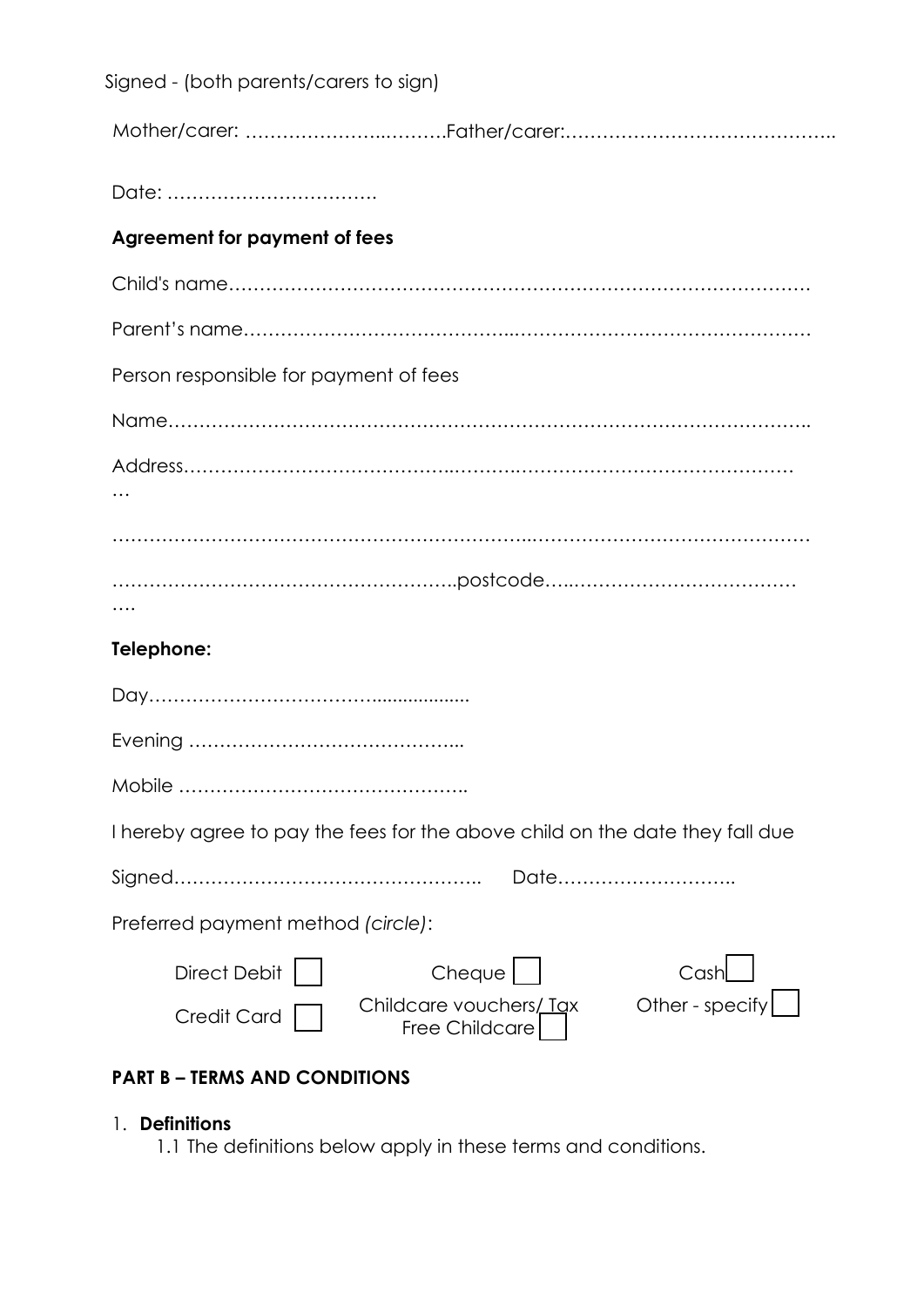Signed - (both parents/carers to sign)

Mother/carer: ………………..……….Father/carer:……………………………………..

Date: …………………………….

**Agreement for payment of fees**

Child's name……………………………………………………………………………….

Parent's name…………………………………..……………………………………….

Person responsible for payment of fees

Name………………………………………………………………………………………..

Address…………………………………..……..…………………………………………
…

……………………………………………………..……………………………………….

……………………………………………….postcode…..………………………………
….

**Telephone:**

Day……………………………...................

Evening ……………………………………..

Mobile ………………………………………..

I hereby agree to pay the fees for the above child on the date they fall due

Signed…………………………………………..   Date………………………..

Preferred payment method *(circle)*:

| | | |
|---|---|---|
| Direct Debit ☐ | Cheque ☐ | Cash ☐ |
| Credit Card ☐ | Childcare vouchers/ Tax Free Childcare ☐ | Other - specify ☐ |

**PART B – TERMS AND CONDITIONS**

1. **Definitions**

   1.1 The definitions below apply in these terms and conditions.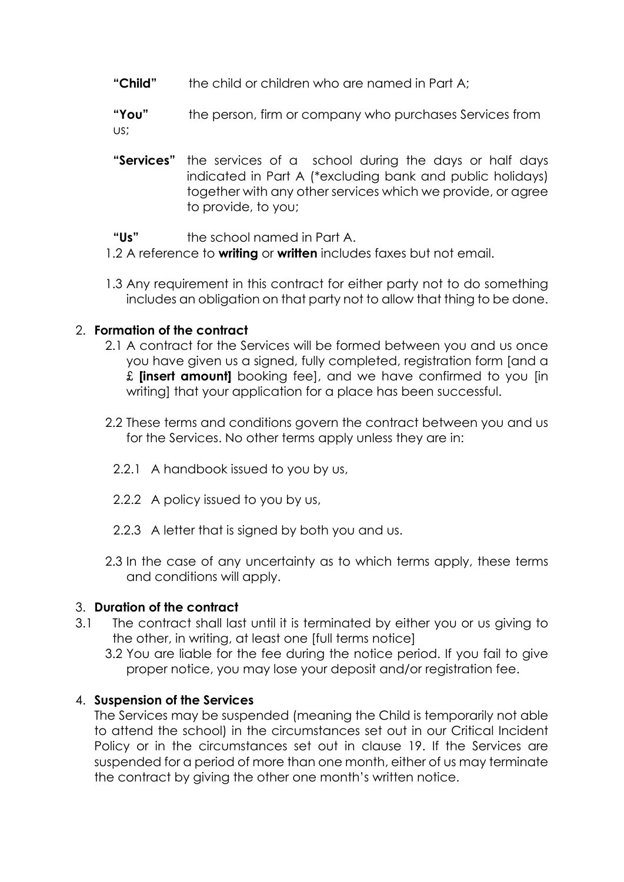**"Child"** the child or children who are named in Part A;

**"You"** the person, firm or company who purchases Services from us;

**"Services"** the services of a school during the days or half days indicated in Part A (*excluding bank and public holidays) together with any other services which we provide, or agree to provide, to you;

**"Us"** the school named in Part A.

1.2 A reference to **writing** or **written** includes faxes but not email.

1.3 Any requirement in this contract for either party not to do something includes an obligation on that party not to allow that thing to be done.

2. **Formation of the contract**

2.1 A contract for the Services will be formed between you and us once you have given us a signed, fully completed, registration form [and a £ **[insert amount]** booking fee], and we have confirmed to you [in writing] that your application for a place has been successful.

2.2 These terms and conditions govern the contract between you and us for the Services. No other terms apply unless they are in:

2.2.1 A handbook issued to you by us,

2.2.2 A policy issued to you by us,

2.2.3 A letter that is signed by both you and us.

2.3 In the case of any uncertainty as to which terms apply, these terms and conditions will apply.

3. **Duration of the contract**

3.1 The contract shall last until it is terminated by either you or us giving to the other, in writing, at least one [full terms notice]

3.2 You are liable for the fee during the notice period. If you fail to give proper notice, you may lose your deposit and/or registration fee.

4. **Suspension of the Services**

The Services may be suspended (meaning the Child is temporarily not able to attend the school) in the circumstances set out in our Critical Incident Policy or in the circumstances set out in clause 19. If the Services are suspended for a period of more than one month, either of us may terminate the contract by giving the other one month's written notice.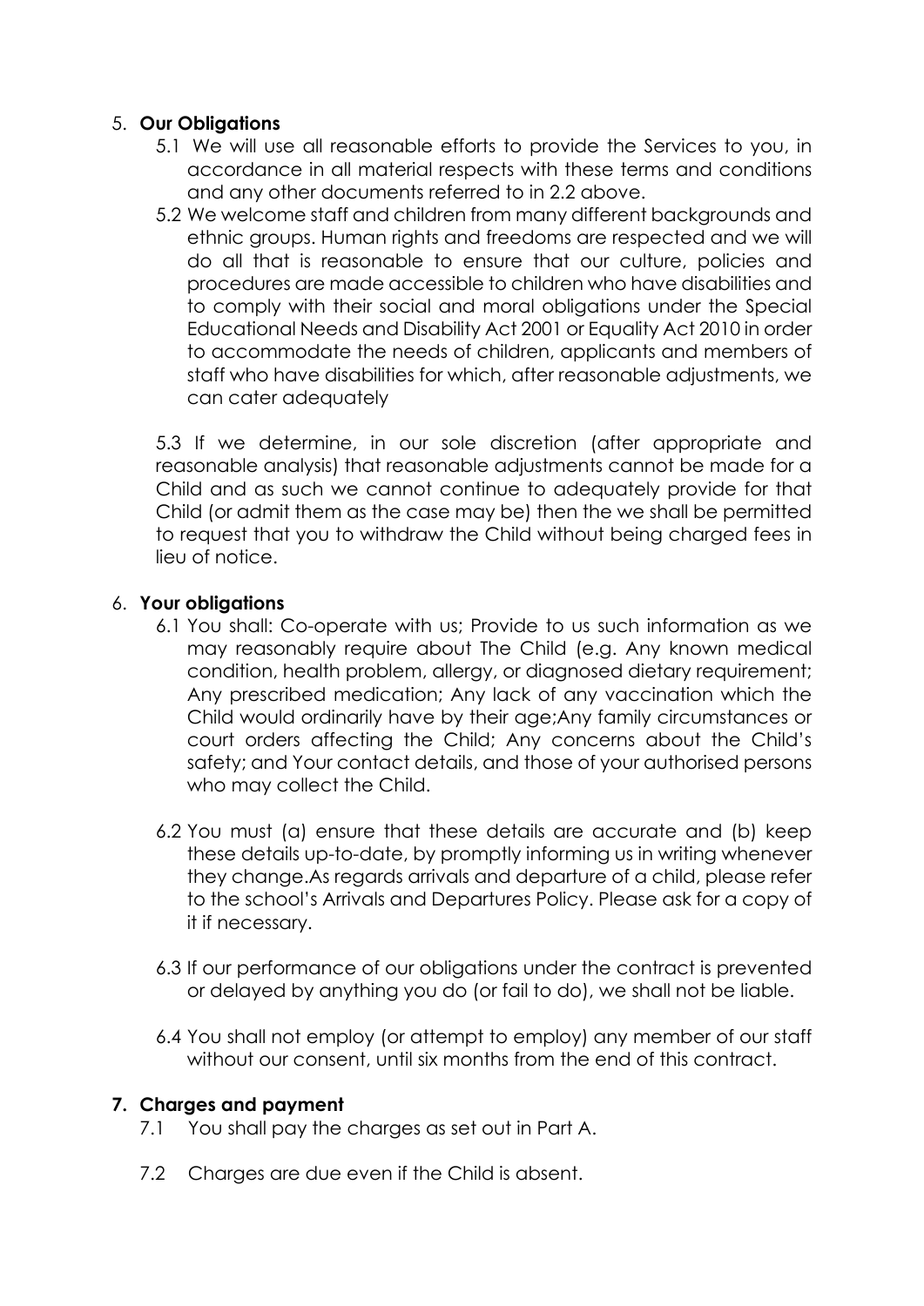5. **Our Obligations**
   5.1 We will use all reasonable efforts to provide the Services to you, in accordance in all material respects with these terms and conditions and any other documents referred to in 2.2 above.
   5.2 We welcome staff and children from many different backgrounds and ethnic groups. Human rights and freedoms are respected and we will do all that is reasonable to ensure that our culture, policies and procedures are made accessible to children who have disabilities and to comply with their social and moral obligations under the Special Educational Needs and Disability Act 2001 or Equality Act 2010 in order to accommodate the needs of children, applicants and members of staff who have disabilities for which, after reasonable adjustments, we can cater adequately

   5.3 If we determine, in our sole discretion (after appropriate and reasonable analysis) that reasonable adjustments cannot be made for a Child and as such we cannot continue to adequately provide for that Child (or admit them as the case may be) then the we shall be permitted to request that you to withdraw the Child without being charged fees in lieu of notice.

6. **Your obligations**
   6.1 You shall: Co-operate with us; Provide to us such information as we may reasonably require about The Child (e.g. Any known medical condition, health problem, allergy, or diagnosed dietary requirement; Any prescribed medication; Any lack of any vaccination which the Child would ordinarily have by their age;Any family circumstances or court orders affecting the Child; Any concerns about the Child's safety; and Your contact details, and those of your authorised persons who may collect the Child.

   6.2 You must (a) ensure that these details are accurate and (b) keep these details up-to-date, by promptly informing us in writing whenever they change.As regards arrivals and departure of a child, please refer to the school's Arrivals and Departures Policy. Please ask for a copy of it if necessary.

   6.3 If our performance of our obligations under the contract is prevented or delayed by anything you do (or fail to do), we shall not be liable.

   6.4 You shall not employ (or attempt to employ) any member of our staff without our consent, until six months from the end of this contract.

**7. Charges and payment**
   7.1 You shall pay the charges as set out in Part A.

   7.2 Charges are due even if the Child is absent.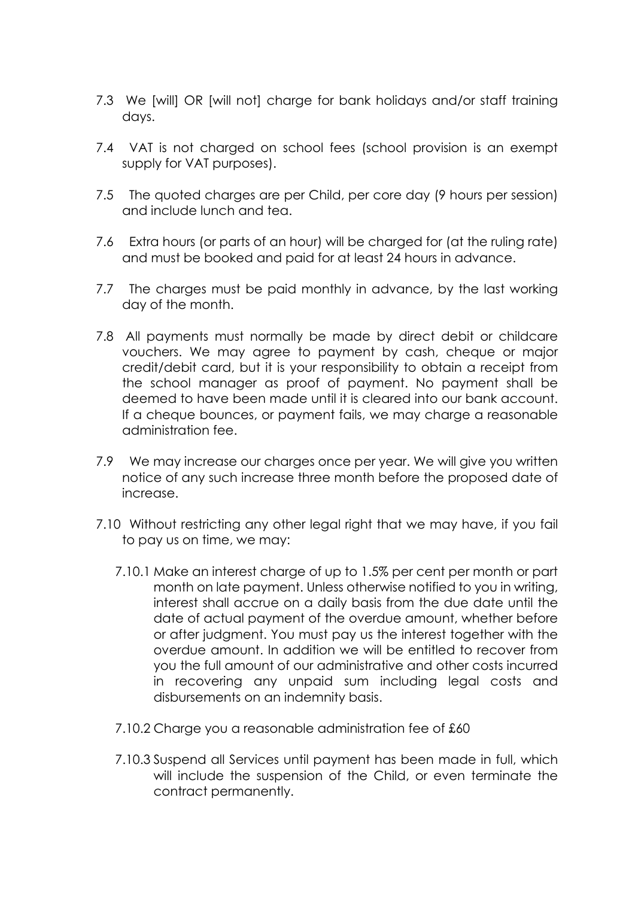7.3 We [will] OR [will not] charge for bank holidays and/or staff training days.

7.4 VAT is not charged on school fees (school provision is an exempt supply for VAT purposes).

7.5 The quoted charges are per Child, per core day (9 hours per session) and include lunch and tea.

7.6 Extra hours (or parts of an hour) will be charged for (at the ruling rate) and must be booked and paid for at least 24 hours in advance.

7.7 The charges must be paid monthly in advance, by the last working day of the month.

7.8 All payments must normally be made by direct debit or childcare vouchers. We may agree to payment by cash, cheque or major credit/debit card, but it is your responsibility to obtain a receipt from the school manager as proof of payment. No payment shall be deemed to have been made until it is cleared into our bank account. If a cheque bounces, or payment fails, we may charge a reasonable administration fee.

7.9 We may increase our charges once per year. We will give you written notice of any such increase three month before the proposed date of increase.

7.10 Without restricting any other legal right that we may have, if you fail to pay us on time, we may:

7.10.1 Make an interest charge of up to 1.5% per cent per month or part month on late payment. Unless otherwise notified to you in writing, interest shall accrue on a daily basis from the due date until the date of actual payment of the overdue amount, whether before or after judgment. You must pay us the interest together with the overdue amount. In addition we will be entitled to recover from you the full amount of our administrative and other costs incurred in recovering any unpaid sum including legal costs and disbursements on an indemnity basis.

7.10.2 Charge you a reasonable administration fee of £60

7.10.3 Suspend all Services until payment has been made in full, which will include the suspension of the Child, or even terminate the contract permanently.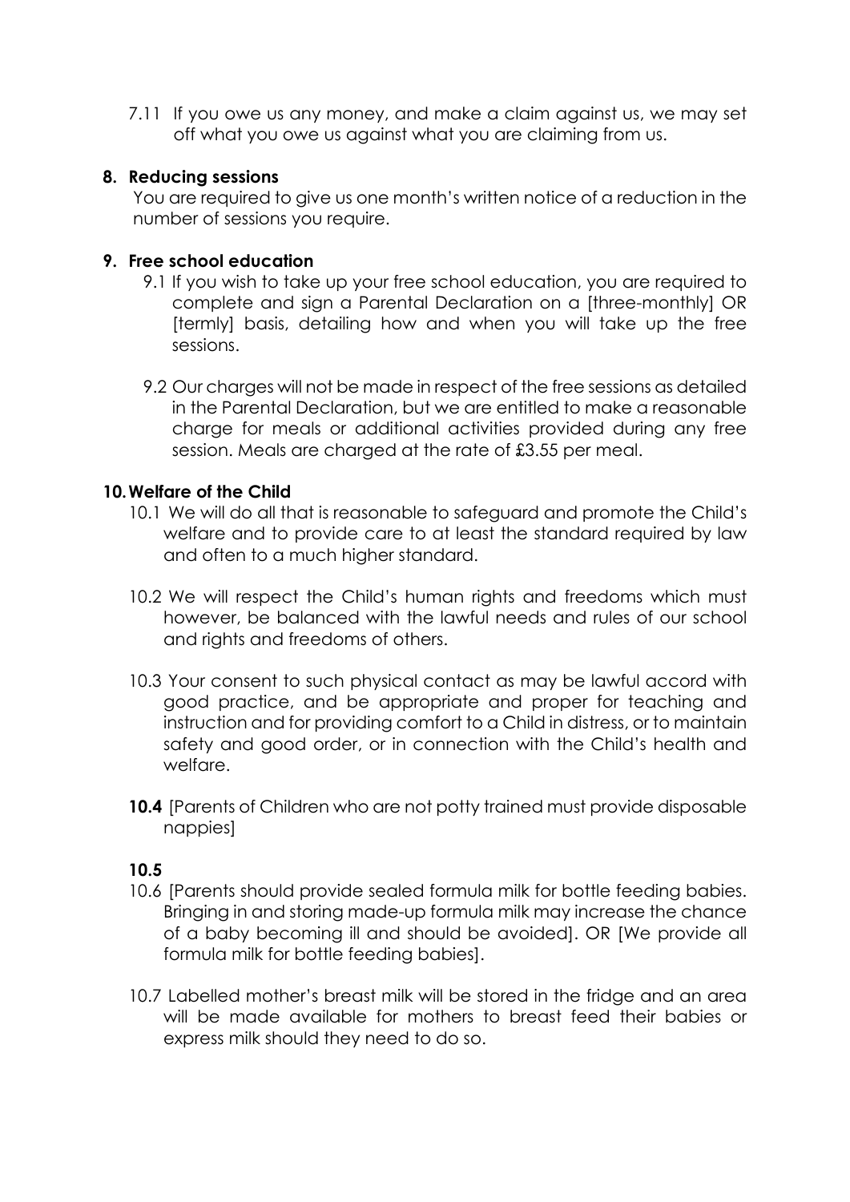7.11 If you owe us any money, and make a claim against us, we may set off what you owe us against what you are claiming from us.

**8. Reducing sessions**

You are required to give us one month's written notice of a reduction in the number of sessions you require.

**9. Free school education**

9.1 If you wish to take up your free school education, you are required to complete and sign a Parental Declaration on a [three-monthly] OR [termly] basis, detailing how and when you will take up the free sessions.

9.2 Our charges will not be made in respect of the free sessions as detailed in the Parental Declaration, but we are entitled to make a reasonable charge for meals or additional activities provided during any free session. Meals are charged at the rate of £3.55 per meal.

**10. Welfare of the Child**

10.1 We will do all that is reasonable to safeguard and promote the Child's welfare and to provide care to at least the standard required by law and often to a much higher standard.

10.2 We will respect the Child's human rights and freedoms which must however, be balanced with the lawful needs and rules of our school and rights and freedoms of others.

10.3 Your consent to such physical contact as may be lawful accord with good practice, and be appropriate and proper for teaching and instruction and for providing comfort to a Child in distress, or to maintain safety and good order, or in connection with the Child's health and welfare.

**10.4** [Parents of Children who are not potty trained must provide disposable nappies]

**10.5**

10.6 [Parents should provide sealed formula milk for bottle feeding babies. Bringing in and storing made-up formula milk may increase the chance of a baby becoming ill and should be avoided]. OR [We provide all formula milk for bottle feeding babies].

10.7 Labelled mother's breast milk will be stored in the fridge and an area will be made available for mothers to breast feed their babies or express milk should they need to do so.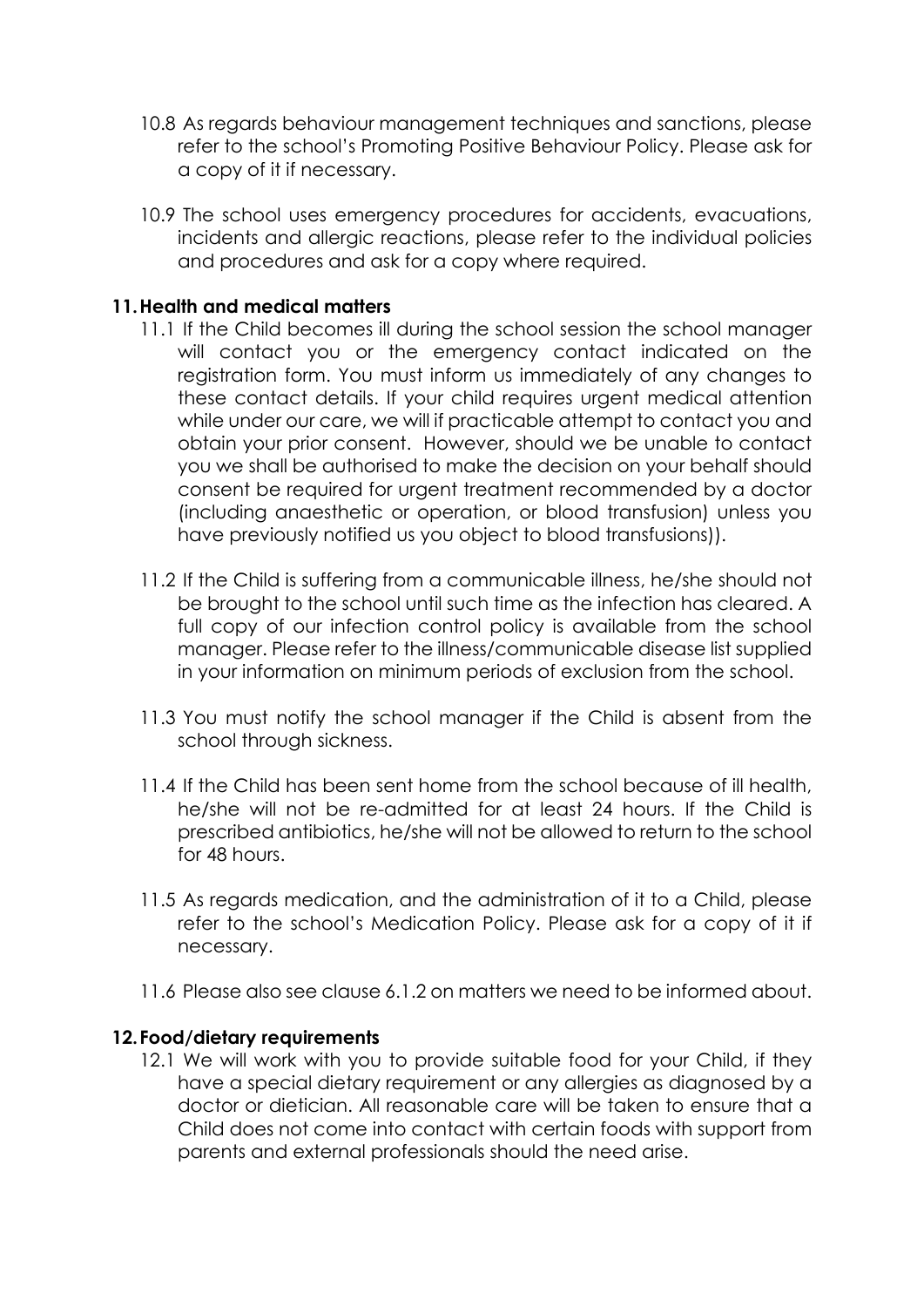10.8 As regards behaviour management techniques and sanctions, please refer to the school's Promoting Positive Behaviour Policy. Please ask for a copy of it if necessary.

10.9 The school uses emergency procedures for accidents, evacuations, incidents and allergic reactions, please refer to the individual policies and procedures and ask for a copy where required.

## 11. Health and medical matters

11.1 If the Child becomes ill during the school session the school manager will contact you or the emergency contact indicated on the registration form. You must inform us immediately of any changes to these contact details. If your child requires urgent medical attention while under our care, we will if practicable attempt to contact you and obtain your prior consent. However, should we be unable to contact you we shall be authorised to make the decision on your behalf should consent be required for urgent treatment recommended by a doctor (including anaesthetic or operation, or blood transfusion) unless you have previously notified us you object to blood transfusions)).

11.2 If the Child is suffering from a communicable illness, he/she should not be brought to the school until such time as the infection has cleared. A full copy of our infection control policy is available from the school manager. Please refer to the illness/communicable disease list supplied in your information on minimum periods of exclusion from the school.

11.3 You must notify the school manager if the Child is absent from the school through sickness.

11.4 If the Child has been sent home from the school because of ill health, he/she will not be re-admitted for at least 24 hours. If the Child is prescribed antibiotics, he/she will not be allowed to return to the school for 48 hours.

11.5 As regards medication, and the administration of it to a Child, please refer to the school's Medication Policy. Please ask for a copy of it if necessary.

11.6 Please also see clause 6.1.2 on matters we need to be informed about.

## 12. Food/dietary requirements

12.1 We will work with you to provide suitable food for your Child, if they have a special dietary requirement or any allergies as diagnosed by a doctor or dietician. All reasonable care will be taken to ensure that a Child does not come into contact with certain foods with support from parents and external professionals should the need arise.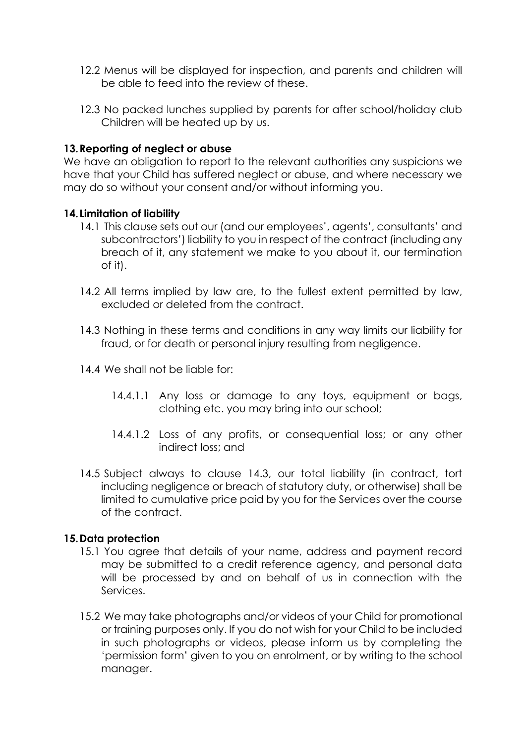12.2 Menus will be displayed for inspection, and parents and children will be able to feed into the review of these.

12.3 No packed lunches supplied by parents for after school/holiday club Children will be heated up by us.

**13. Reporting of neglect or abuse**

We have an obligation to report to the relevant authorities any suspicions we have that your Child has suffered neglect or abuse, and where necessary we may do so without your consent and/or without informing you.

**14. Limitation of liability**

14.1 This clause sets out our (and our employees', agents', consultants' and subcontractors') liability to you in respect of the contract (including any breach of it, any statement we make to you about it, our termination of it).

14.2 All terms implied by law are, to the fullest extent permitted by law, excluded or deleted from the contract.

14.3 Nothing in these terms and conditions in any way limits our liability for fraud, or for death or personal injury resulting from negligence.

14.4 We shall not be liable for:

14.4.1.1 Any loss or damage to any toys, equipment or bags, clothing etc. you may bring into our school;

14.4.1.2 Loss of any profits, or consequential loss; or any other indirect loss; and

14.5 Subject always to clause 14.3, our total liability (in contract, tort including negligence or breach of statutory duty, or otherwise) shall be limited to cumulative price paid by you for the Services over the course of the contract.

**15. Data protection**

15.1 You agree that details of your name, address and payment record may be submitted to a credit reference agency, and personal data will be processed by and on behalf of us in connection with the Services.

15.2 We may take photographs and/or videos of your Child for promotional or training purposes only. If you do not wish for your Child to be included in such photographs or videos, please inform us by completing the 'permission form' given to you on enrolment, or by writing to the school manager.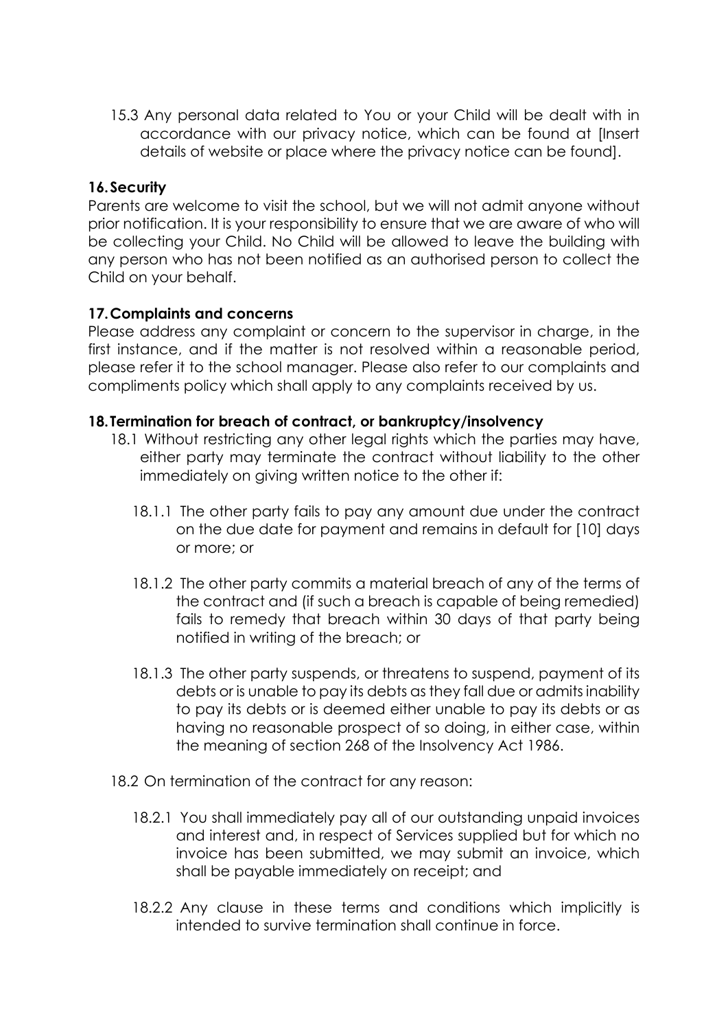15.3 Any personal data related to You or your Child will be dealt with in accordance with our privacy notice, which can be found at [Insert details of website or place where the privacy notice can be found].

## 16. Security

Parents are welcome to visit the school, but we will not admit anyone without prior notification. It is your responsibility to ensure that we are aware of who will be collecting your Child. No Child will be allowed to leave the building with any person who has not been notified as an authorised person to collect the Child on your behalf.

## 17. Complaints and concerns

Please address any complaint or concern to the supervisor in charge, in the first instance, and if the matter is not resolved within a reasonable period, please refer it to the school manager. Please also refer to our complaints and compliments policy which shall apply to any complaints received by us.

## 18. Termination for breach of contract, or bankruptcy/insolvency

18.1 Without restricting any other legal rights which the parties may have, either party may terminate the contract without liability to the other immediately on giving written notice to the other if:

18.1.1 The other party fails to pay any amount due under the contract on the due date for payment and remains in default for [10] days or more; or

18.1.2 The other party commits a material breach of any of the terms of the contract and (if such a breach is capable of being remedied) fails to remedy that breach within 30 days of that party being notified in writing of the breach; or

18.1.3 The other party suspends, or threatens to suspend, payment of its debts or is unable to pay its debts as they fall due or admits inability to pay its debts or is deemed either unable to pay its debts or as having no reasonable prospect of so doing, in either case, within the meaning of section 268 of the Insolvency Act 1986.

18.2 On termination of the contract for any reason:

18.2.1 You shall immediately pay all of our outstanding unpaid invoices and interest and, in respect of Services supplied but for which no invoice has been submitted, we may submit an invoice, which shall be payable immediately on receipt; and

18.2.2 Any clause in these terms and conditions which implicitly is intended to survive termination shall continue in force.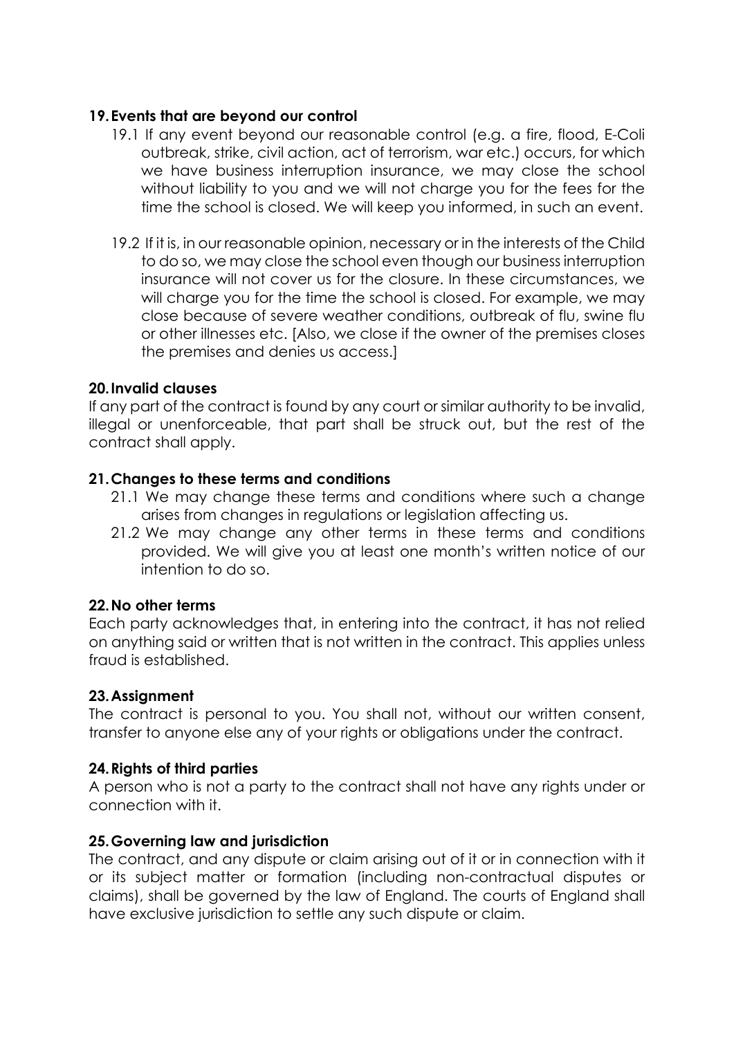## 19. Events that are beyond our control

19.1 If any event beyond our reasonable control (e.g. a fire, flood, E-Coli outbreak, strike, civil action, act of terrorism, war etc.) occurs, for which we have business interruption insurance, we may close the school without liability to you and we will not charge you for the fees for the time the school is closed. We will keep you informed, in such an event.

19.2 If it is, in our reasonable opinion, necessary or in the interests of the Child to do so, we may close the school even though our business interruption insurance will not cover us for the closure. In these circumstances, we will charge you for the time the school is closed. For example, we may close because of severe weather conditions, outbreak of flu, swine flu or other illnesses etc. [Also, we close if the owner of the premises closes the premises and denies us access.]

## 20. Invalid clauses

If any part of the contract is found by any court or similar authority to be invalid, illegal or unenforceable, that part shall be struck out, but the rest of the contract shall apply.

## 21. Changes to these terms and conditions

21.1 We may change these terms and conditions where such a change arises from changes in regulations or legislation affecting us.

21.2 We may change any other terms in these terms and conditions provided. We will give you at least one month's written notice of our intention to do so.

## 22. No other terms

Each party acknowledges that, in entering into the contract, it has not relied on anything said or written that is not written in the contract. This applies unless fraud is established.

## 23. Assignment

The contract is personal to you. You shall not, without our written consent, transfer to anyone else any of your rights or obligations under the contract.

## 24. Rights of third parties

A person who is not a party to the contract shall not have any rights under or connection with it.

## 25. Governing law and jurisdiction

The contract, and any dispute or claim arising out of it or in connection with it or its subject matter or formation (including non-contractual disputes or claims), shall be governed by the law of England. The courts of England shall have exclusive jurisdiction to settle any such dispute or claim.